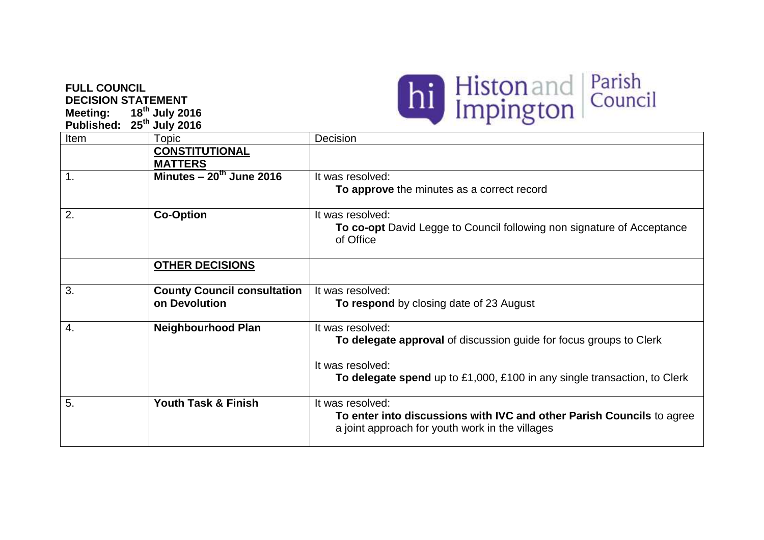**FULL COUNCIL**
**DECISION STATEMENT**
**Meeting: 18th July 2016**
**Published: 25th July 2016**

Histon and Impington Parish Council

| Item | Topic | Decision |
|---|---|---|
| | **CONSTITUTIONAL MATTERS** | |
| 1. | **Minutes – 20th June 2016** | It was resolved: **To approve** the minutes as a correct record |
| 2. | **Co-Option** | It was resolved: **To co-opt** David Legge to Council following non signature of Acceptance of Office |
| | **OTHER DECISIONS** | |
| 3. | **County Council consultation on Devolution** | It was resolved: **To respond** by closing date of 23 August |
| 4. | **Neighbourhood Plan** | It was resolved: **To delegate approval** of discussion guide for focus groups to Clerk<br><br>It was resolved: **To delegate spend** up to £1,000, £100 in any single transaction, to Clerk |
| 5. | **Youth Task & Finish** | It was resolved: **To enter into discussions with IVC and other Parish Councils** to agree a joint approach for youth work in the villages |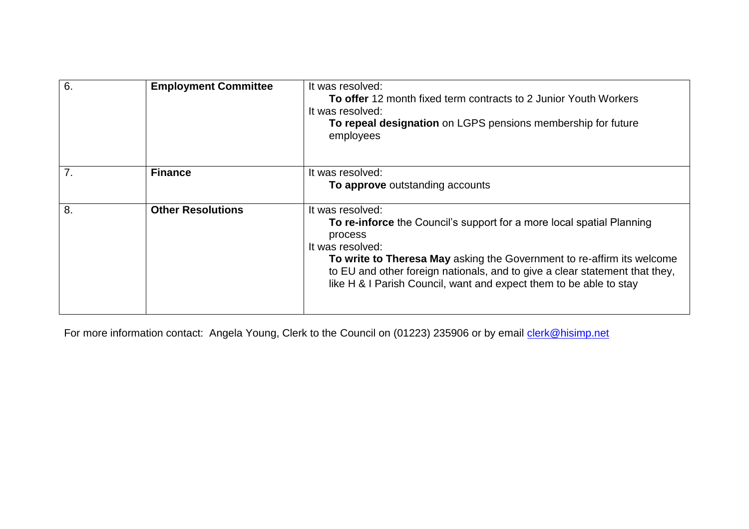| | | |
|---|---|---|
| 6. | **Employment Committee** | It was resolved:<br>**To offer** 12 month fixed term contracts to 2 Junior Youth Workers<br>It was resolved:<br>**To repeal designation** on LGPS pensions membership for future employees |
| 7. | **Finance** | It was resolved:<br>**To approve** outstanding accounts |
| 8. | **Other Resolutions** | It was resolved:<br>**To re-inforce** the Council's support for a more local spatial Planning process<br>It was resolved:<br>**To write to Theresa May** asking the Government to re-affirm its welcome to EU and other foreign nationals, and to give a clear statement that they, like H & I Parish Council, want and expect them to be able to stay |

For more information contact: Angela Young, Clerk to the Council on (01223) 235906 or by email clerk@hisimp.net